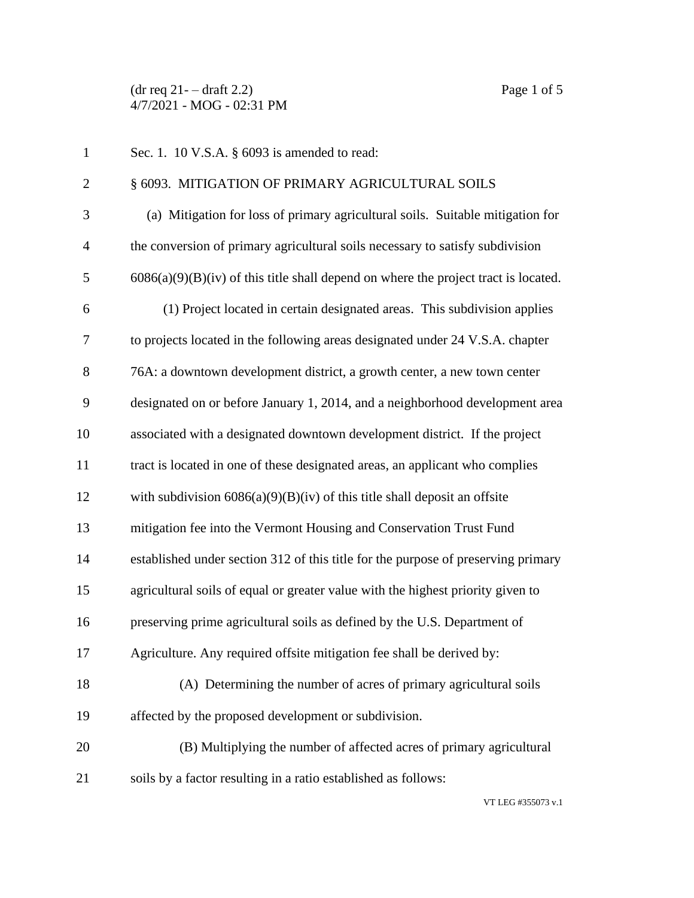Sec. 1. 10 V.S.A. § 6093 is amended to read:

§ 6093. MITIGATION OF PRIMARY AGRICULTURAL SOILS

(a) Mitigation for loss of primary agricultural soils. Suitable mitigation for the conversion of primary agricultural soils necessary to satisfy subdivision 6086(a)(9)(B)(iv) of this title shall depend on where the project tract is located.

(1) Project located in certain designated areas. This subdivision applies to projects located in the following areas designated under 24 V.S.A. chapter 76A: a downtown development district, a growth center, a new town center designated on or before January 1, 2014, and a neighborhood development area associated with a designated downtown development district. If the project tract is located in one of these designated areas, an applicant who complies with subdivision 6086(a)(9)(B)(iv) of this title shall deposit an offsite mitigation fee into the Vermont Housing and Conservation Trust Fund established under section 312 of this title for the purpose of preserving primary agricultural soils of equal or greater value with the highest priority given to preserving prime agricultural soils as defined by the U.S. Department of Agriculture. Any required offsite mitigation fee shall be derived by:

(A) Determining the number of acres of primary agricultural soils affected by the proposed development or subdivision.

(B) Multiplying the number of affected acres of primary agricultural soils by a factor resulting in a ratio established as follows: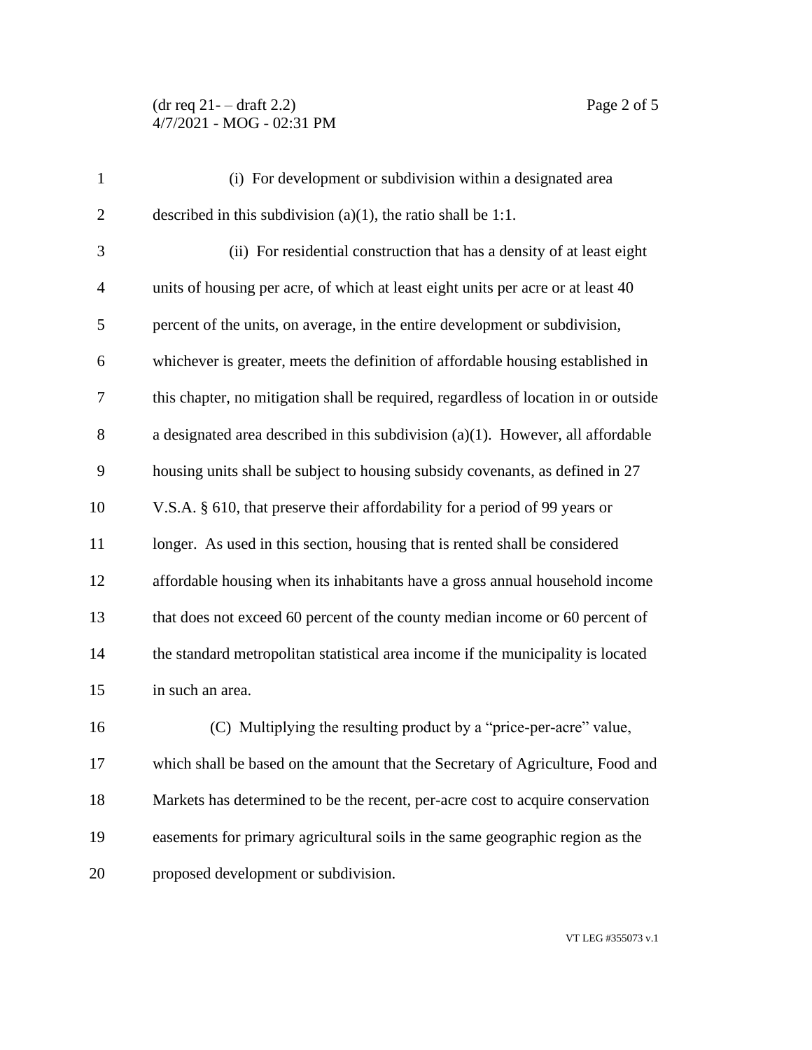(i) For development or subdivision within a designated area described in this subdivision (a)(1), the ratio shall be 1:1.

(ii) For residential construction that has a density of at least eight units of housing per acre, of which at least eight units per acre or at least 40 percent of the units, on average, in the entire development or subdivision, whichever is greater, meets the definition of affordable housing established in this chapter, no mitigation shall be required, regardless of location in or outside a designated area described in this subdivision (a)(1). However, all affordable housing units shall be subject to housing subsidy covenants, as defined in 27 V.S.A. § 610, that preserve their affordability for a period of 99 years or longer. As used in this section, housing that is rented shall be considered affordable housing when its inhabitants have a gross annual household income that does not exceed 60 percent of the county median income or 60 percent of the standard metropolitan statistical area income if the municipality is located in such an area.

(C) Multiplying the resulting product by a "price-per-acre" value, which shall be based on the amount that the Secretary of Agriculture, Food and Markets has determined to be the recent, per-acre cost to acquire conservation easements for primary agricultural soils in the same geographic region as the proposed development or subdivision.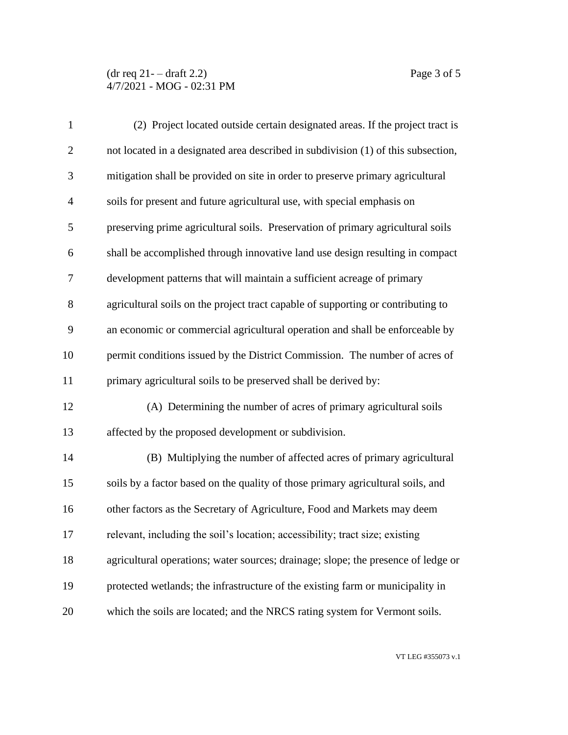(2) Project located outside certain designated areas. If the project tract is not located in a designated area described in subdivision (1) of this subsection, mitigation shall be provided on site in order to preserve primary agricultural soils for present and future agricultural use, with special emphasis on preserving prime agricultural soils. Preservation of primary agricultural soils shall be accomplished through innovative land use design resulting in compact development patterns that will maintain a sufficient acreage of primary agricultural soils on the project tract capable of supporting or contributing to an economic or commercial agricultural operation and shall be enforceable by permit conditions issued by the District Commission. The number of acres of primary agricultural soils to be preserved shall be derived by:

(A) Determining the number of acres of primary agricultural soils affected by the proposed development or subdivision.

(B) Multiplying the number of affected acres of primary agricultural soils by a factor based on the quality of those primary agricultural soils, and other factors as the Secretary of Agriculture, Food and Markets may deem relevant, including the soil's location; accessibility; tract size; existing agricultural operations; water sources; drainage; slope; the presence of ledge or protected wetlands; the infrastructure of the existing farm or municipality in which the soils are located; and the NRCS rating system for Vermont soils.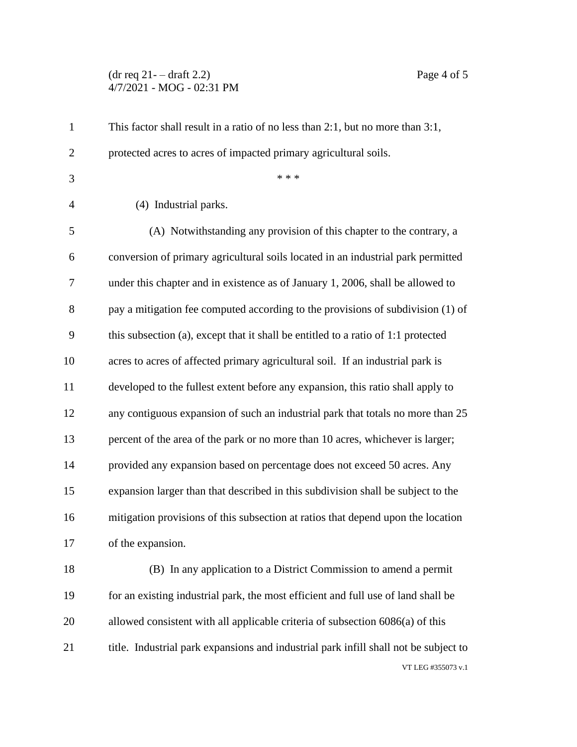This factor shall result in a ratio of no less than 2:1, but no more than 3:1, protected acres to acres of impacted primary agricultural soils.

\* \* \*

(4) Industrial parks.

(A) Notwithstanding any provision of this chapter to the contrary, a conversion of primary agricultural soils located in an industrial park permitted under this chapter and in existence as of January 1, 2006, shall be allowed to pay a mitigation fee computed according to the provisions of subdivision (1) of this subsection (a), except that it shall be entitled to a ratio of 1:1 protected acres to acres of affected primary agricultural soil. If an industrial park is developed to the fullest extent before any expansion, this ratio shall apply to any contiguous expansion of such an industrial park that totals no more than 25 percent of the area of the park or no more than 10 acres, whichever is larger; provided any expansion based on percentage does not exceed 50 acres. Any expansion larger than that described in this subdivision shall be subject to the mitigation provisions of this subsection at ratios that depend upon the location of the expansion.

(B) In any application to a District Commission to amend a permit for an existing industrial park, the most efficient and full use of land shall be allowed consistent with all applicable criteria of subsection 6086(a) of this title. Industrial park expansions and industrial park infill shall not be subject to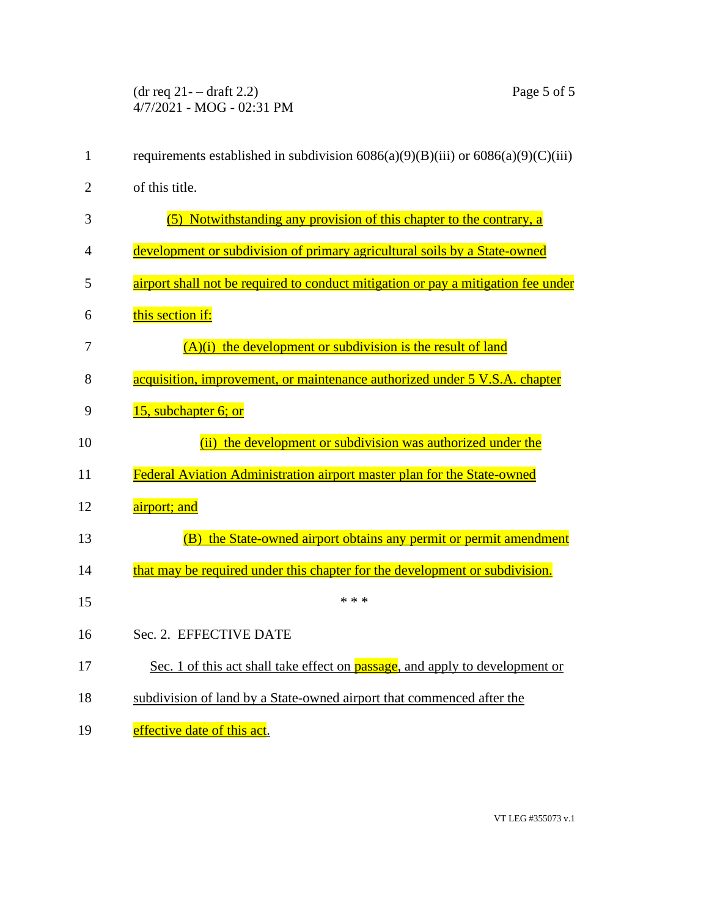requirements established in subdivision 6086(a)(9)(B)(iii) or 6086(a)(9)(C)(iii) of this title.

(5) Notwithstanding any provision of this chapter to the contrary, a development or subdivision of primary agricultural soils by a State-owned airport shall not be required to conduct mitigation or pay a mitigation fee under this section if:

(A)(i) the development or subdivision is the result of land acquisition, improvement, or maintenance authorized under 5 V.S.A. chapter 15, subchapter 6; or

(ii) the development or subdivision was authorized under the Federal Aviation Administration airport master plan for the State-owned airport; and

(B) the State-owned airport obtains any permit or permit amendment that may be required under this chapter for the development or subdivision.

* * *

Sec. 2. EFFECTIVE DATE

Sec. 1 of this act shall take effect on passage, and apply to development or subdivision of land by a State-owned airport that commenced after the effective date of this act.